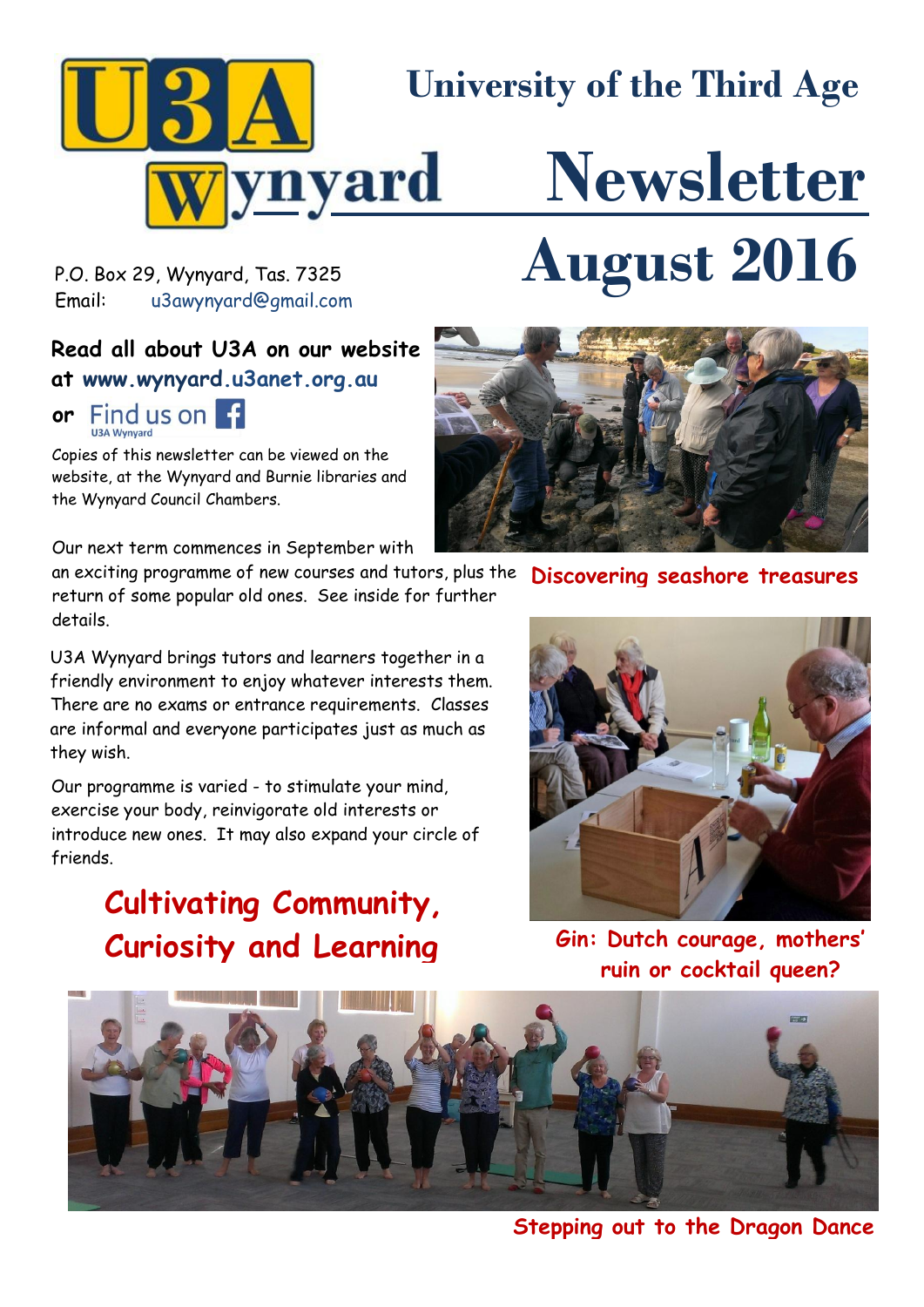# U3A Wynyard

## University of the Third Age

# Newsletter August 2016

P.O. Box 29, Wynyard, Tas. 7325
Email: u3awynyard@gmail.com

**Read all about U3A on our website at www.wynyard.u3anet.org.au**

**or** Find us on Facebook — U3A Wynyard

Copies of this newsletter can be viewed on the website, at the Wynyard and Burnie libraries and the Wynyard Council Chambers.

Our next term commences in September with an exciting programme of new courses and tutors, plus the return of some popular old ones. See inside for further details.

U3A Wynyard brings tutors and learners together in a friendly environment to enjoy whatever interests them. There are no exams or entrance requirements. Classes are informal and everyone participates just as much as they wish.

Our programme is varied - to stimulate your mind, exercise your body, reinvigorate old interests or introduce new ones. It may also expand your circle of friends.

**Cultivating Community, Curiosity and Learning**

**Discovering seashore treasures**

**Gin: Dutch courage, mothers' ruin or cocktail queen?**

**Stepping out to the Dragon Dance**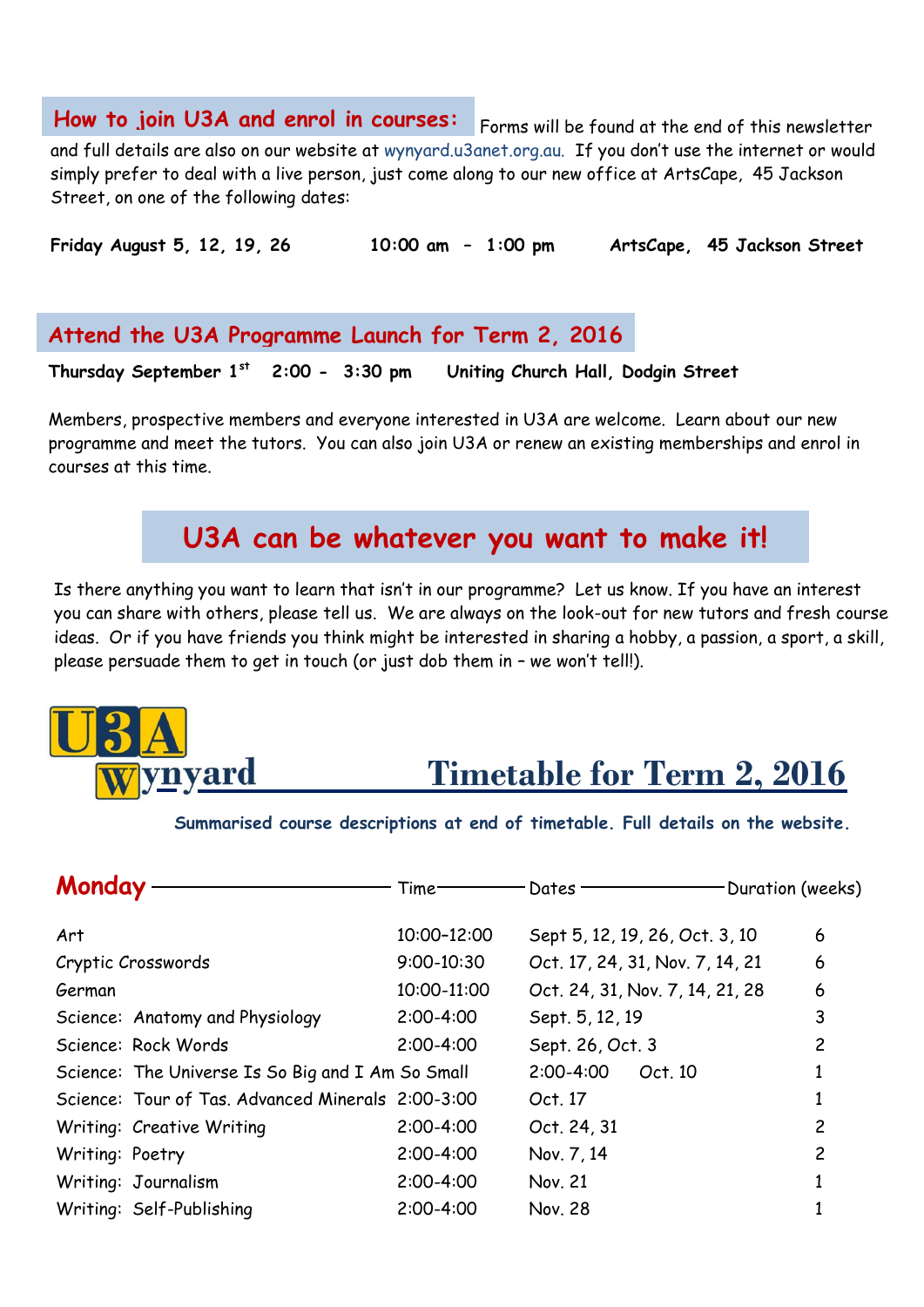## How to join U3A and enrol in courses:

Forms will be found at the end of this newsletter and full details are also on our website at wynyard.u3anet.org.au. If you don't use the internet or would simply prefer to deal with a live person, just come along to our new office at ArtsCape, 45 Jackson Street, on one of the following dates:

**Friday August 5, 12, 19, 26 — 10:00 am – 1:00 pm — ArtsCape, 45 Jackson Street**

## Attend the U3A Programme Launch for Term 2, 2016

**Thursday September 1st — 2:00 - 3:30 pm — Uniting Church Hall, Dodgin Street**

Members, prospective members and everyone interested in U3A are welcome. Learn about our new programme and meet the tutors. You can also join U3A or renew an existing memberships and enrol in courses at this time.

## U3A can be whatever you want to make it!

Is there anything you want to learn that isn't in our programme? Let us know. If you have an interest you can share with others, please tell us. We are always on the look-out for new tutors and fresh course ideas. Or if you have friends you think might be interested in sharing a hobby, a passion, a sport, a skill, please persuade them to get in touch (or just dob them in – we won't tell!).

# U3A Wynyard — Timetable for Term 2, 2016

**Summarised course descriptions at end of timetable. Full details on the website.**

## Monday

| Course | Time | Dates | Duration (weeks) |
|---|---|---|---|
| Art | 10:00–12:00 | Sept 5, 12, 19, 26, Oct. 3, 10 | 6 |
| Cryptic Crosswords | 9:00-10:30 | Oct. 17, 24, 31, Nov. 7, 14, 21 | 6 |
| German | 10:00-11:00 | Oct. 24, 31, Nov. 7, 14, 21, 28 | 6 |
| Science: Anatomy and Physiology | 2:00-4:00 | Sept. 5, 12, 19 | 3 |
| Science: Rock Words | 2:00-4:00 | Sept. 26, Oct. 3 | 2 |
| Science: The Universe Is So Big and I Am So Small | 2:00-4:00 | Oct. 10 | 1 |
| Science: Tour of Tas. Advanced Minerals | 2:00-3:00 | Oct. 17 | 1 |
| Writing: Creative Writing | 2:00-4:00 | Oct. 24, 31 | 2 |
| Writing: Poetry | 2:00-4:00 | Nov. 7, 14 | 2 |
| Writing: Journalism | 2:00-4:00 | Nov. 21 | 1 |
| Writing: Self-Publishing | 2:00-4:00 | Nov. 28 | 1 |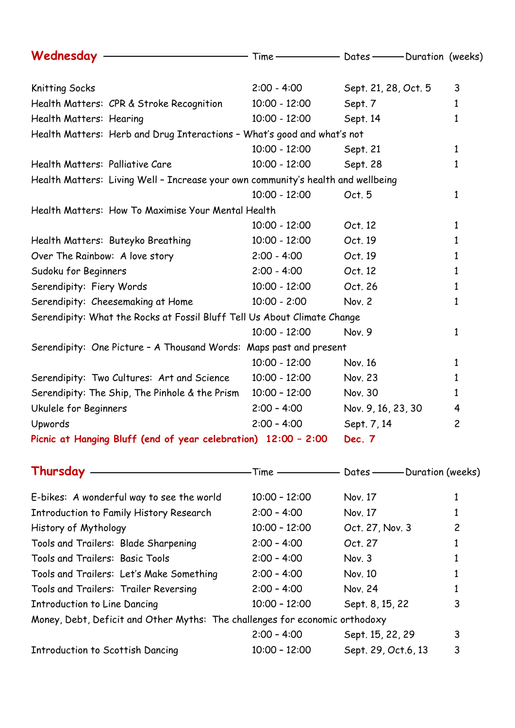## Wednesday

| Wednesday | Time | Dates | Duration (weeks) |
|---|---|---|---|
| Knitting Socks | 2:00 - 4:00 | Sept. 21, 28, Oct. 5 | 3 |
| Health Matters: CPR & Stroke Recognition | 10:00 - 12:00 | Sept. 7 | 1 |
| Health Matters: Hearing | 10:00 - 12:00 | Sept. 14 | 1 |
| Health Matters: Herb and Drug Interactions – What's good and what's not | 10:00 - 12:00 | Sept. 21 | 1 |
| Health Matters: Palliative Care | 10:00 - 12:00 | Sept. 28 | 1 |
| Health Matters: Living Well – Increase your own community's health and wellbeing | 10:00 - 12:00 | Oct. 5 | 1 |
| Health Matters: How To Maximise Your Mental Health | 10:00 - 12:00 | Oct. 12 | 1 |
| Health Matters: Buteyko Breathing | 10:00 - 12:00 | Oct. 19 | 1 |
| Over The Rainbow: A love story | 2:00 - 4:00 | Oct. 19 | 1 |
| Sudoku for Beginners | 2:00 - 4:00 | Oct. 12 | 1 |
| Serendipity: Fiery Words | 10:00 - 12:00 | Oct. 26 | 1 |
| Serendipity: Cheesemaking at Home | 10:00 - 2:00 | Nov. 2 | 1 |
| Serendipity: What the Rocks at Fossil Bluff Tell Us About Climate Change | 10:00 - 12:00 | Nov. 9 | 1 |
| Serendipity: One Picture – A Thousand Words: Maps past and present | 10:00 - 12:00 | Nov. 16 | 1 |
| Serendipity: Two Cultures: Art and Science | 10:00 - 12:00 | Nov. 23 | 1 |
| Serendipity: The Ship, The Pinhole & the Prism | 10:00 - 12:00 | Nov. 30 | 1 |
| Ukulele for Beginners | 2:00 – 4:00 | Nov. 9, 16, 23, 30 | 4 |
| Upwords | 2:00 – 4:00 | Sept. 7, 14 | 2 |
| **Picnic at Hanging Bluff (end of year celebration)** | **12:00 – 2:00** | **Dec. 7** | |

## Thursday

| Thursday | Time | Dates | Duration (weeks) |
|---|---|---|---|
| E-bikes: A wonderful way to see the world | 10:00 – 12:00 | Nov. 17 | 1 |
| Introduction to Family History Research | 2:00 – 4:00 | Nov. 17 | 1 |
| History of Mythology | 10:00 – 12:00 | Oct. 27, Nov. 3 | 2 |
| Tools and Trailers: Blade Sharpening | 2:00 – 4:00 | Oct. 27 | 1 |
| Tools and Trailers: Basic Tools | 2:00 – 4:00 | Nov. 3 | 1 |
| Tools and Trailers: Let's Make Something | 2:00 – 4:00 | Nov. 10 | 1 |
| Tools and Trailers: Trailer Reversing | 2:00 – 4:00 | Nov. 24 | 1 |
| Introduction to Line Dancing | 10:00 – 12:00 | Sept. 8, 15, 22 | 3 |
| Money, Debt, Deficit and Other Myths: The challenges for economic orthodoxy | 2:00 – 4:00 | Sept. 15, 22, 29 | 3 |
| Introduction to Scottish Dancing | 10:00 – 12:00 | Sept. 29, Oct.6, 13 | 3 |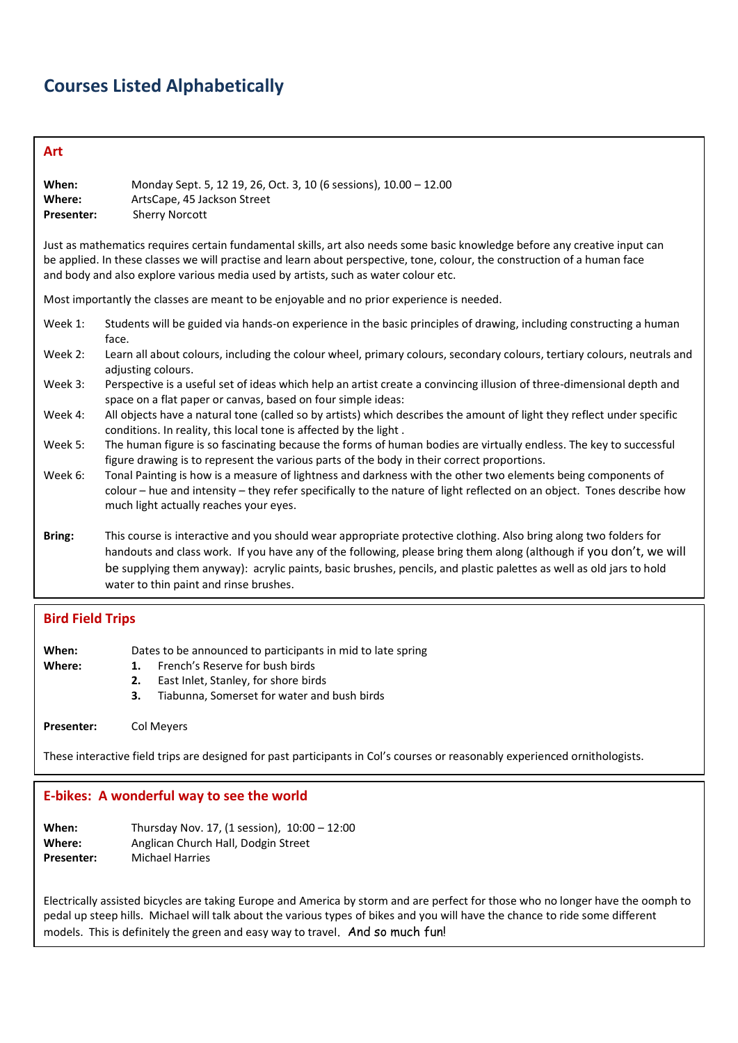# Courses Listed Alphabetically

## Art

**When:** Monday Sept. 5, 12 19, 26, Oct. 3, 10 (6 sessions), 10.00 – 12.00
**Where:** ArtsCape, 45 Jackson Street
**Presenter:** Sherry Norcott

Just as mathematics requires certain fundamental skills, art also needs some basic knowledge before any creative input can be applied. In these classes we will practise and learn about perspective, tone, colour, the construction of a human face and body and also explore various media used by artists, such as water colour etc.

Most importantly the classes are meant to be enjoyable and no prior experience is needed.

- Week 1: Students will be guided via hands-on experience in the basic principles of drawing, including constructing a human face.
- Week 2: Learn all about colours, including the colour wheel, primary colours, secondary colours, tertiary colours, neutrals and adjusting colours.
- Week 3: Perspective is a useful set of ideas which help an artist create a convincing illusion of three-dimensional depth and space on a flat paper or canvas, based on four simple ideas:
- Week 4: All objects have a natural tone (called so by artists) which describes the amount of light they reflect under specific conditions. In reality, this local tone is affected by the light .
- Week 5: The human figure is so fascinating because the forms of human bodies are virtually endless. The key to successful figure drawing is to represent the various parts of the body in their correct proportions.
- Week 6: Tonal Painting is how is a measure of lightness and darkness with the other two elements being components of colour – hue and intensity – they refer specifically to the nature of light reflected on an object. Tones describe how much light actually reaches your eyes.

**Bring:** This course is interactive and you should wear appropriate protective clothing. Also bring along two folders for handouts and class work. If you have any of the following, please bring them along (although if you don't, we will be supplying them anyway): acrylic paints, basic brushes, pencils, and plastic palettes as well as old jars to hold water to thin paint and rinse brushes.

## Bird Field Trips

**When:** Dates to be announced to participants in mid to late spring
**Where:**
1. French's Reserve for bush birds
2. East Inlet, Stanley, for shore birds
3. Tiabunna, Somerset for water and bush birds

**Presenter:** Col Meyers

These interactive field trips are designed for past participants in Col's courses or reasonably experienced ornithologists.

## E-bikes: A wonderful way to see the world

**When:** Thursday Nov. 17, (1 session), 10:00 – 12:00
**Where:** Anglican Church Hall, Dodgin Street
**Presenter:** Michael Harries

Electrically assisted bicycles are taking Europe and America by storm and are perfect for those who no longer have the oomph to pedal up steep hills. Michael will talk about the various types of bikes and you will have the chance to ride some different models. This is definitely the green and easy way to travel. And so much fun!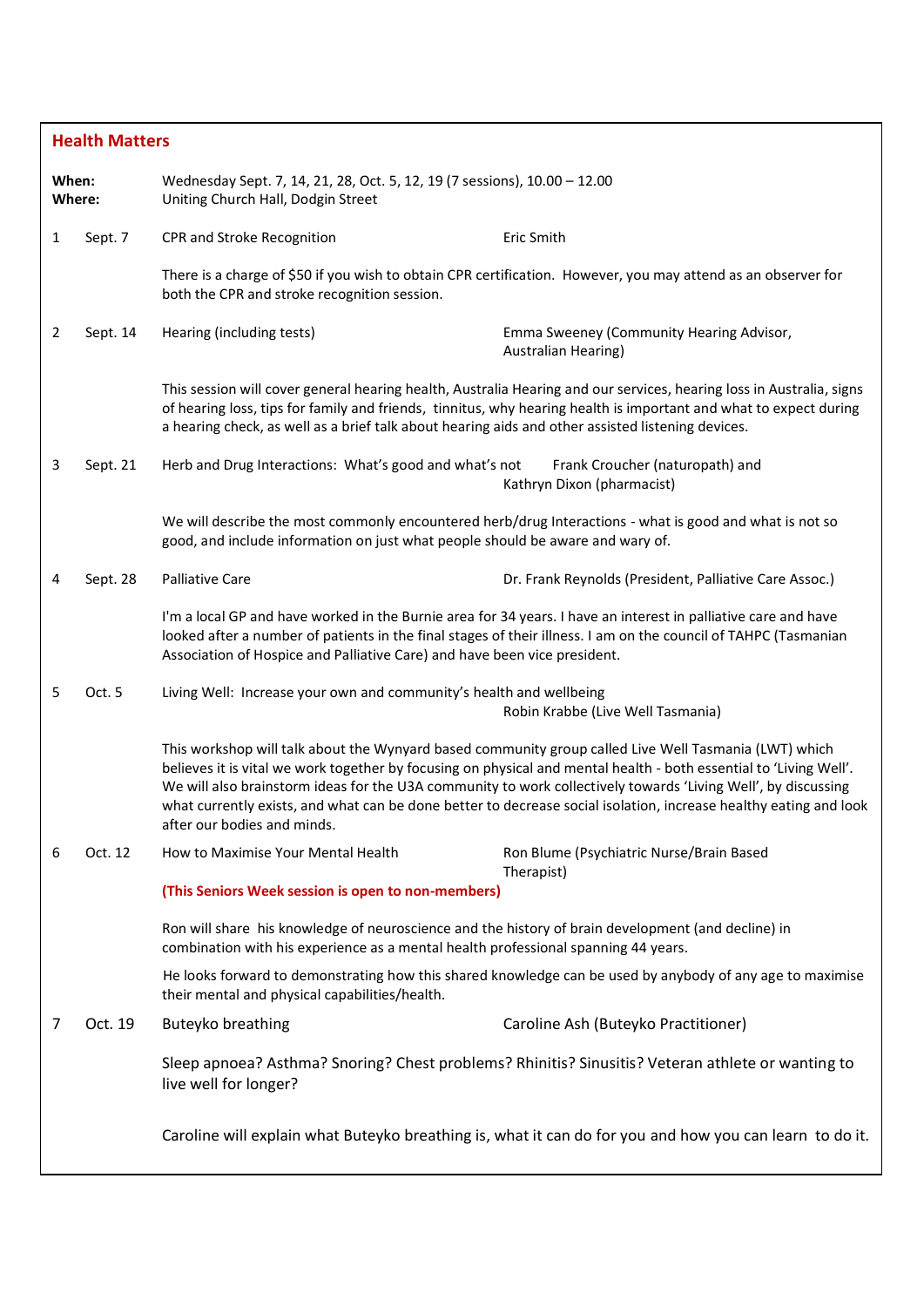## Health Matters

**When:** Wednesday Sept. 7, 14, 21, 28, Oct. 5, 12, 19 (7 sessions), 10.00 – 12.00
**Where:** Uniting Church Hall, Dodgin Street

**1 Sept. 7 — CPR and Stroke Recognition** — Eric Smith

There is a charge of $50 if you wish to obtain CPR certification. However, you may attend as an observer for both the CPR and stroke recognition session.

**2 Sept. 14 — Hearing (including tests)** — Emma Sweeney (Community Hearing Advisor, Australian Hearing)

This session will cover general hearing health, Australia Hearing and our services, hearing loss in Australia, signs of hearing loss, tips for family and friends, tinnitus, why hearing health is important and what to expect during a hearing check, as well as a brief talk about hearing aids and other assisted listening devices.

**3 Sept. 21 — Herb and Drug Interactions: What's good and what's not** — Frank Croucher (naturopath) and Kathryn Dixon (pharmacist)

We will describe the most commonly encountered herb/drug Interactions - what is good and what is not so good, and include information on just what people should be aware and wary of.

**4 Sept. 28 — Palliative Care** — Dr. Frank Reynolds (President, Palliative Care Assoc.)

I'm a local GP and have worked in the Burnie area for 34 years. I have an interest in palliative care and have looked after a number of patients in the final stages of their illness. I am on the council of TAHPC (Tasmanian Association of Hospice and Palliative Care) and have been vice president.

**5 Oct. 5 — Living Well: Increase your own and community's health and wellbeing** — Robin Krabbe (Live Well Tasmania)

This workshop will talk about the Wynyard based community group called Live Well Tasmania (LWT) which believes it is vital we work together by focusing on physical and mental health - both essential to 'Living Well'. We will also brainstorm ideas for the U3A community to work collectively towards 'Living Well', by discussing what currently exists, and what can be done better to decrease social isolation, increase healthy eating and look after our bodies and minds.

**6 Oct. 12 — How to Maximise Your Mental Health** — Ron Blume (Psychiatric Nurse/Brain Based Therapist)

**(This Seniors Week session is open to non-members)**

Ron will share his knowledge of neuroscience and the history of brain development (and decline) in combination with his experience as a mental health professional spanning 44 years.

He looks forward to demonstrating how this shared knowledge can be used by anybody of any age to maximise their mental and physical capabilities/health.

**7 Oct. 19 — Buteyko breathing** — Caroline Ash (Buteyko Practitioner)

Sleep apnoea? Asthma? Snoring? Chest problems? Rhinitis? Sinusitis? Veteran athlete or wanting to live well for longer?

Caroline will explain what Buteyko breathing is, what it can do for you and how you can learn to do it.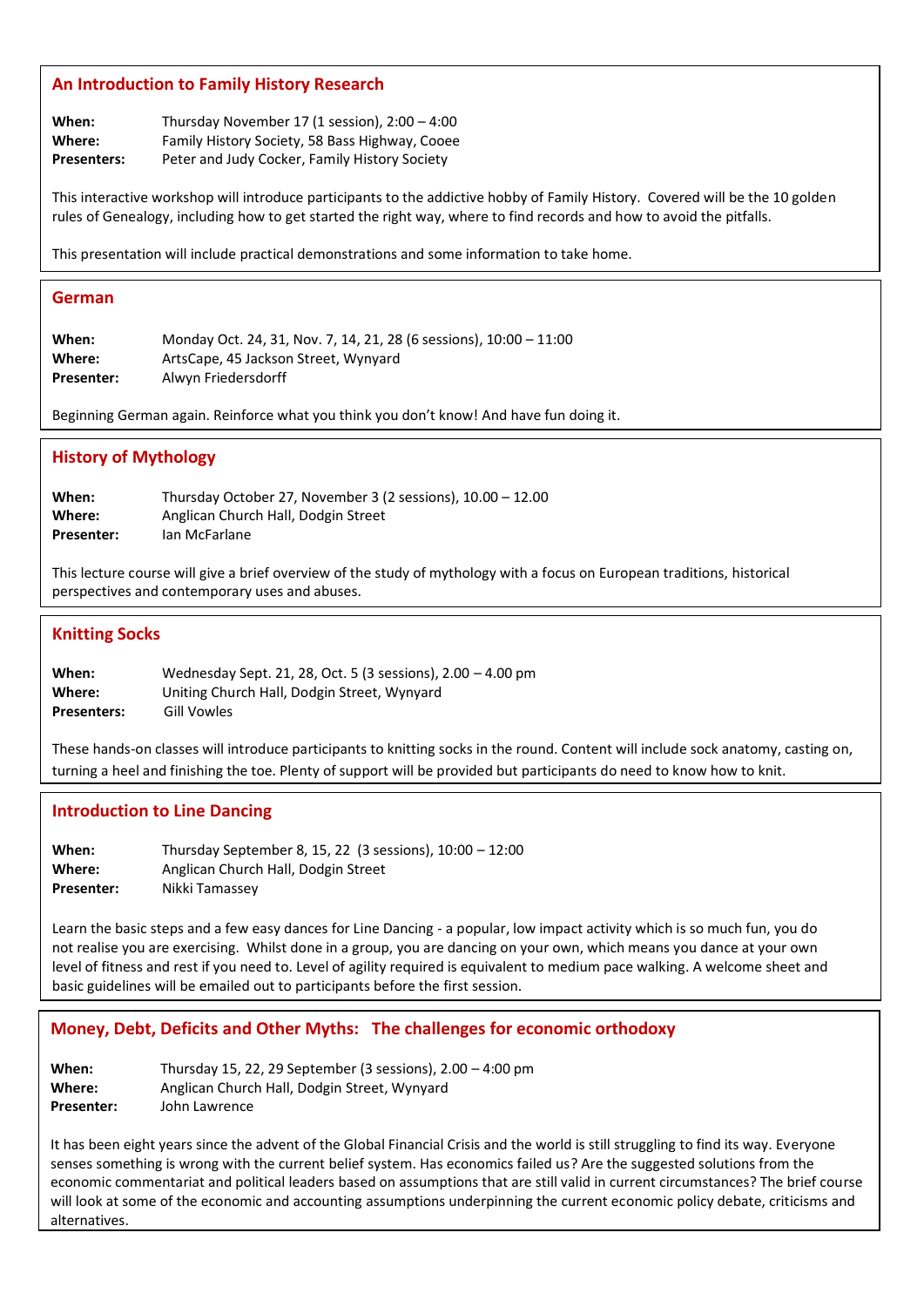## An Introduction to Family History Research

**When:** Thursday November 17 (1 session), 2:00 – 4:00
**Where:** Family History Society, 58 Bass Highway, Cooee
**Presenters:** Peter and Judy Cocker, Family History Society

This interactive workshop will introduce participants to the addictive hobby of Family History. Covered will be the 10 golden rules of Genealogy, including how to get started the right way, where to find records and how to avoid the pitfalls.

This presentation will include practical demonstrations and some information to take home.

## German

**When:** Monday Oct. 24, 31, Nov. 7, 14, 21, 28 (6 sessions), 10:00 – 11:00
**Where:** ArtsCape, 45 Jackson Street, Wynyard
**Presenter:** Alwyn Friedersdorff

Beginning German again. Reinforce what you think you don't know! And have fun doing it.

## History of Mythology

**When:** Thursday October 27, November 3 (2 sessions), 10.00 – 12.00
**Where:** Anglican Church Hall, Dodgin Street
**Presenter:** Ian McFarlane

This lecture course will give a brief overview of the study of mythology with a focus on European traditions, historical perspectives and contemporary uses and abuses.

## Knitting Socks

**When:** Wednesday Sept. 21, 28, Oct. 5 (3 sessions), 2.00 – 4.00 pm
**Where:** Uniting Church Hall, Dodgin Street, Wynyard
**Presenters:** Gill Vowles

These hands-on classes will introduce participants to knitting socks in the round. Content will include sock anatomy, casting on, turning a heel and finishing the toe. Plenty of support will be provided but participants do need to know how to knit.

## Introduction to Line Dancing

**When:** Thursday September 8, 15, 22 (3 sessions), 10:00 – 12:00
**Where:** Anglican Church Hall, Dodgin Street
**Presenter:** Nikki Tamassey

Learn the basic steps and a few easy dances for Line Dancing - a popular, low impact activity which is so much fun, you do not realise you are exercising. Whilst done in a group, you are dancing on your own, which means you dance at your own level of fitness and rest if you need to. Level of agility required is equivalent to medium pace walking. A welcome sheet and basic guidelines will be emailed out to participants before the first session.

## Money, Debt, Deficits and Other Myths: The challenges for economic orthodoxy

**When:** Thursday 15, 22, 29 September (3 sessions), 2.00 – 4:00 pm
**Where:** Anglican Church Hall, Dodgin Street, Wynyard
**Presenter:** John Lawrence

It has been eight years since the advent of the Global Financial Crisis and the world is still struggling to find its way. Everyone senses something is wrong with the current belief system. Has economics failed us? Are the suggested solutions from the economic commentariat and political leaders based on assumptions that are still valid in current circumstances? The brief course will look at some of the economic and accounting assumptions underpinning the current economic policy debate, criticisms and alternatives.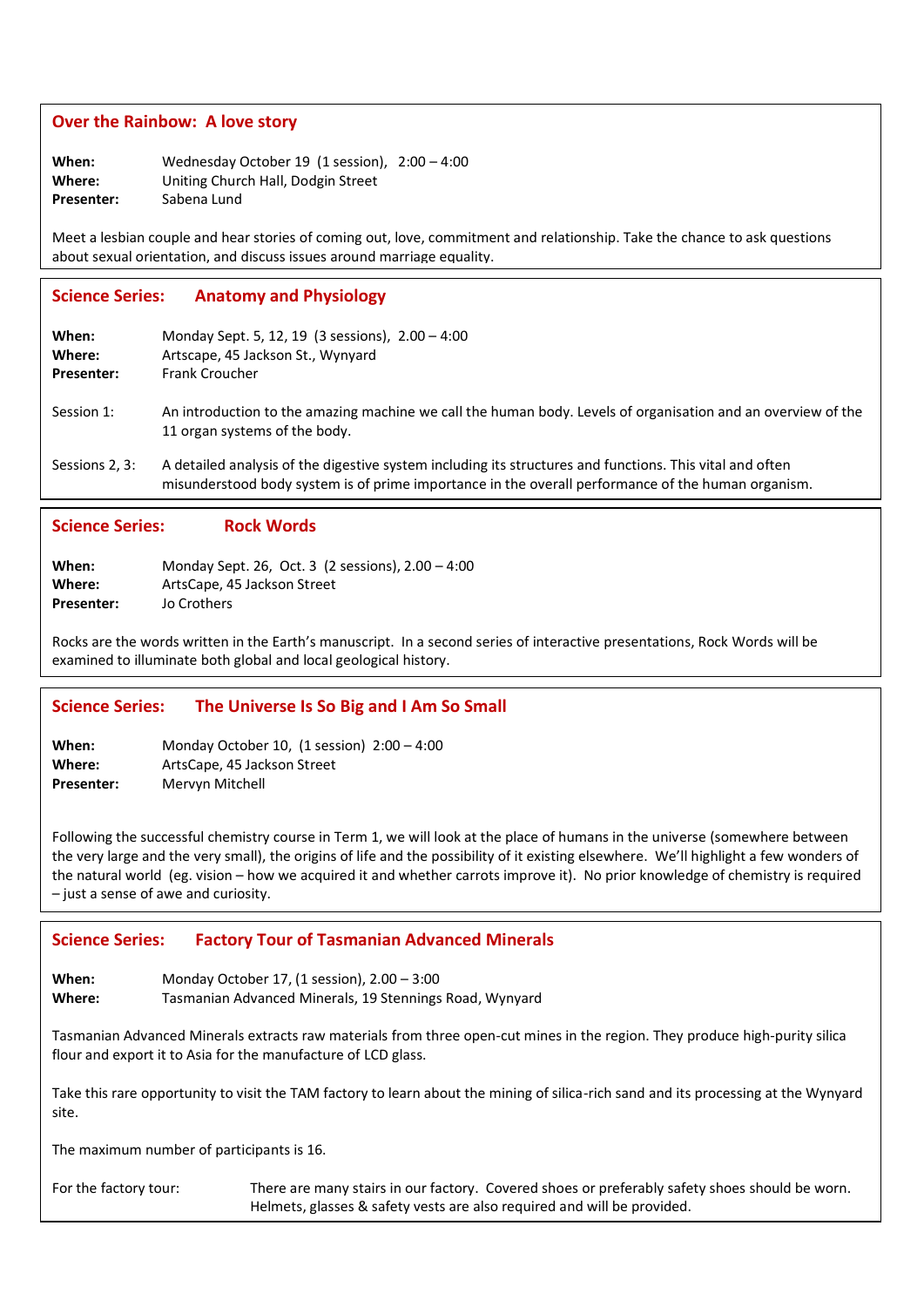## Over the Rainbow: A love story

**When:** Wednesday October 19 (1 session), 2:00 – 4:00
**Where:** Uniting Church Hall, Dodgin Street
**Presenter:** Sabena Lund

Meet a lesbian couple and hear stories of coming out, love, commitment and relationship. Take the chance to ask questions about sexual orientation, and discuss issues around marriage equality.

## Science Series: Anatomy and Physiology

**When:** Monday Sept. 5, 12, 19 (3 sessions), 2.00 – 4:00
**Where:** Artscape, 45 Jackson St., Wynyard
**Presenter:** Frank Croucher

Session 1: An introduction to the amazing machine we call the human body. Levels of organisation and an overview of the 11 organ systems of the body.

Sessions 2, 3: A detailed analysis of the digestive system including its structures and functions. This vital and often misunderstood body system is of prime importance in the overall performance of the human organism.

## Science Series: Rock Words

**When:** Monday Sept. 26, Oct. 3 (2 sessions), 2.00 – 4:00
**Where:** ArtsCape, 45 Jackson Street
**Presenter:** Jo Crothers

Rocks are the words written in the Earth's manuscript. In a second series of interactive presentations, Rock Words will be examined to illuminate both global and local geological history.

## Science Series: The Universe Is So Big and I Am So Small

**When:** Monday October 10, (1 session) 2:00 – 4:00
**Where:** ArtsCape, 45 Jackson Street
**Presenter:** Mervyn Mitchell

Following the successful chemistry course in Term 1, we will look at the place of humans in the universe (somewhere between the very large and the very small), the origins of life and the possibility of it existing elsewhere. We'll highlight a few wonders of the natural world (eg. vision – how we acquired it and whether carrots improve it). No prior knowledge of chemistry is required – just a sense of awe and curiosity.

## Science Series: Factory Tour of Tasmanian Advanced Minerals

**When:** Monday October 17, (1 session), 2.00 – 3:00
**Where:** Tasmanian Advanced Minerals, 19 Stennings Road, Wynyard

Tasmanian Advanced Minerals extracts raw materials from three open-cut mines in the region. They produce high-purity silica flour and export it to Asia for the manufacture of LCD glass.

Take this rare opportunity to visit the TAM factory to learn about the mining of silica-rich sand and its processing at the Wynyard site.

The maximum number of participants is 16.

For the factory tour: There are many stairs in our factory. Covered shoes or preferably safety shoes should be worn. Helmets, glasses & safety vests are also required and will be provided.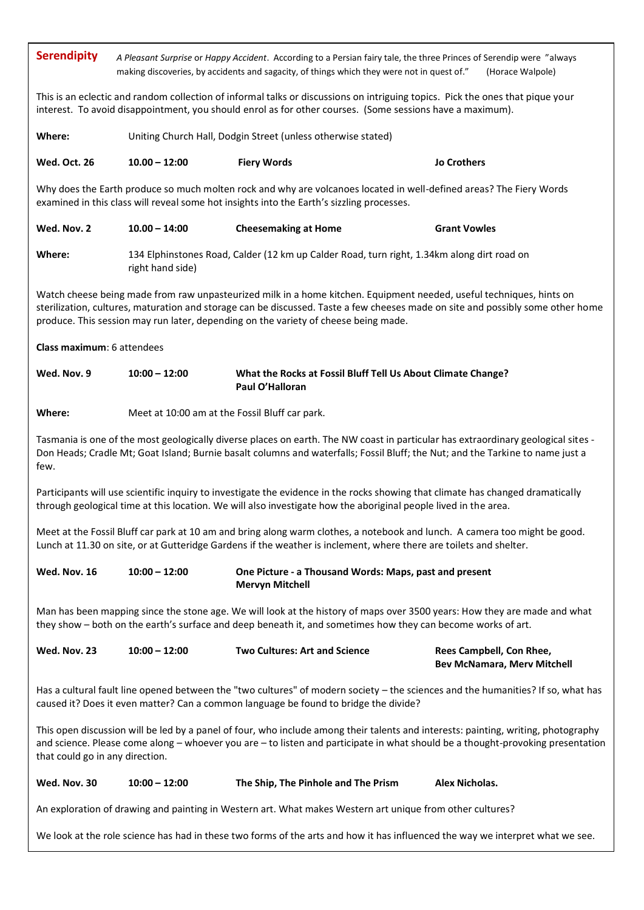## Serendipity

*A Pleasant Surprise* or *Happy Accident*. According to a Persian fairy tale, the three Princes of Serendip were "always making discoveries, by accidents and sagacity, of things which they were not in quest of." (Horace Walpole)

This is an eclectic and random collection of informal talks or discussions on intriguing topics. Pick the ones that pique your interest. To avoid disappointment, you should enrol as for other courses. (Some sessions have a maximum).

**Where:** Uniting Church Hall, Dodgin Street (unless otherwise stated)

**Wed. Oct. 26** | **10.00 – 12:00** | **Fiery Words** | **Jo Crothers**

Why does the Earth produce so much molten rock and why are volcanoes located in well-defined areas? The Fiery Words examined in this class will reveal some hot insights into the Earth's sizzling processes.

**Wed. Nov. 2** | **10.00 – 14:00** | **Cheesemaking at Home** | **Grant Vowles**

**Where:** 134 Elphinstones Road, Calder (12 km up Calder Road, turn right, 1.34km along dirt road on right hand side)

Watch cheese being made from raw unpasteurized milk in a home kitchen. Equipment needed, useful techniques, hints on sterilization, cultures, maturation and storage can be discussed. Taste a few cheeses made on site and possibly some other home produce. This session may run later, depending on the variety of cheese being made.

**Class maximum**: 6 attendees

**Wed. Nov. 9** | **10:00 – 12:00** | **What the Rocks at Fossil Bluff Tell Us About Climate Change?** | **Paul O'Halloran**

**Where:** Meet at 10:00 am at the Fossil Bluff car park.

Tasmania is one of the most geologically diverse places on earth. The NW coast in particular has extraordinary geological sites - Don Heads; Cradle Mt; Goat Island; Burnie basalt columns and waterfalls; Fossil Bluff; the Nut; and the Tarkine to name just a few.

Participants will use scientific inquiry to investigate the evidence in the rocks showing that climate has changed dramatically through geological time at this location. We will also investigate how the aboriginal people lived in the area.

Meet at the Fossil Bluff car park at 10 am and bring along warm clothes, a notebook and lunch. A camera too might be good. Lunch at 11.30 on site, or at Gutteridge Gardens if the weather is inclement, where there are toilets and shelter.

**Wed. Nov. 16** | **10:00 – 12:00** | **One Picture - a Thousand Words: Maps, past and present** | **Mervyn Mitchell**

Man has been mapping since the stone age. We will look at the history of maps over 3500 years: How they are made and what they show – both on the earth's surface and deep beneath it, and sometimes how they can become works of art.

**Wed. Nov. 23** | **10:00 – 12:00** | **Two Cultures: Art and Science** | **Rees Campbell, Con Rhee, Bev McNamara, Merv Mitchell**

Has a cultural fault line opened between the "two cultures" of modern society – the sciences and the humanities? If so, what has caused it? Does it even matter? Can a common language be found to bridge the divide?

This open discussion will be led by a panel of four, who include among their talents and interests: painting, writing, photography and science. Please come along – whoever you are – to listen and participate in what should be a thought-provoking presentation that could go in any direction.

**Wed. Nov. 30** | **10:00 – 12:00** | **The Ship, The Pinhole and The Prism** | **Alex Nicholas.**

An exploration of drawing and painting in Western art. What makes Western art unique from other cultures?

We look at the role science has had in these two forms of the arts and how it has influenced the way we interpret what we see.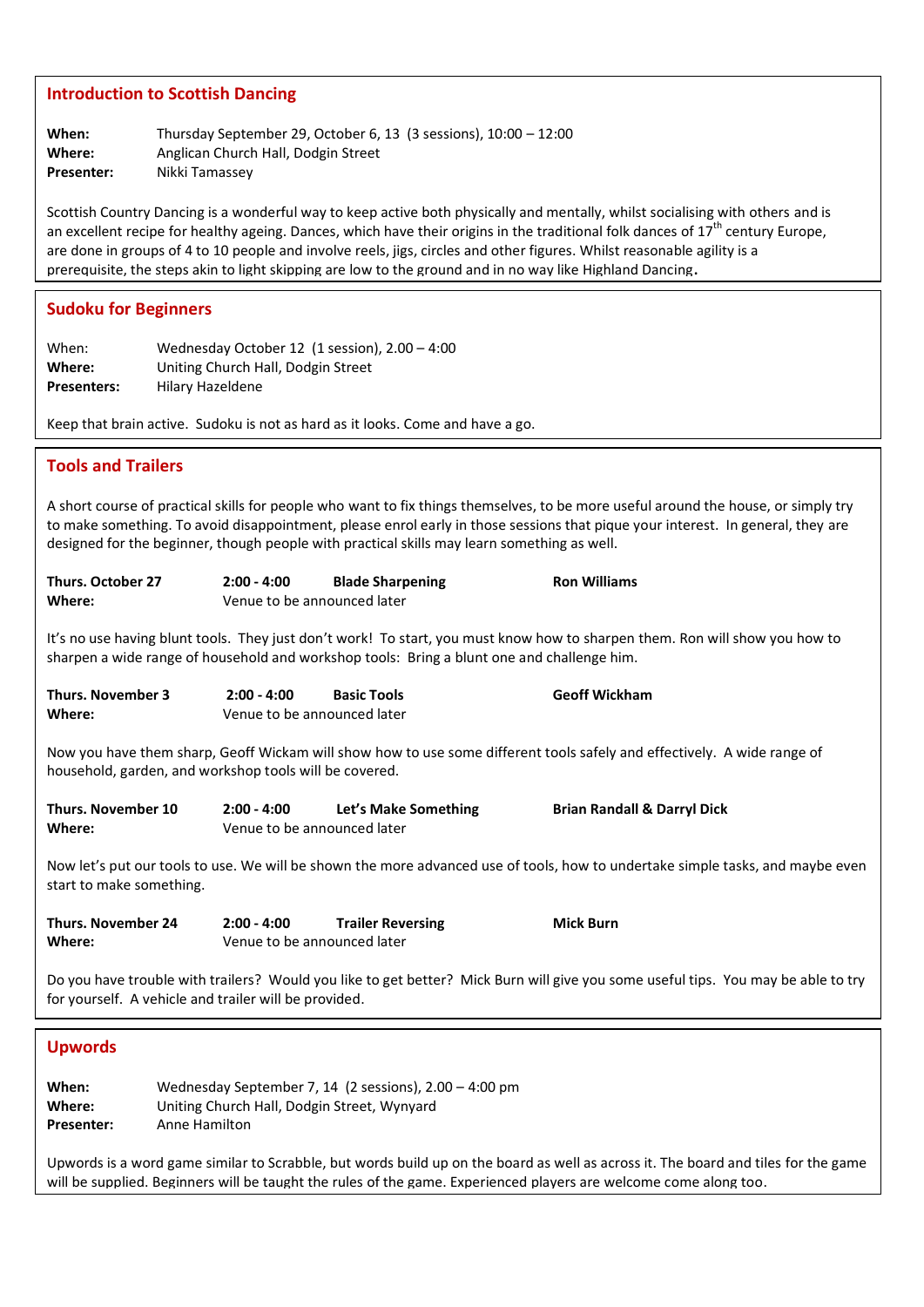## Introduction to Scottish Dancing

**When:** Thursday September 29, October 6, 13 (3 sessions), 10:00 – 12:00
**Where:** Anglican Church Hall, Dodgin Street
**Presenter:** Nikki Tamassey

Scottish Country Dancing is a wonderful way to keep active both physically and mentally, whilst socialising with others and is an excellent recipe for healthy ageing. Dances, which have their origins in the traditional folk dances of 17th century Europe, are done in groups of 4 to 10 people and involve reels, jigs, circles and other figures. Whilst reasonable agility is a prerequisite, the steps akin to light skipping are low to the ground and in no way like Highland Dancing**.**

## Sudoku for Beginners

When: Wednesday October 12 (1 session), 2.00 – 4:00
**Where:** Uniting Church Hall, Dodgin Street
**Presenters:** Hilary Hazeldene

Keep that brain active. Sudoku is not as hard as it looks. Come and have a go.

## Tools and Trailers

A short course of practical skills for people who want to fix things themselves, to be more useful around the house, or simply try to make something. To avoid disappointment, please enrol early in those sessions that pique your interest. In general, they are designed for the beginner, though people with practical skills may learn something as well.

**Thurs. October 27** **2:00 - 4:00** **Blade Sharpening** **Ron Williams**
**Where:** Venue to be announced later

It's no use having blunt tools. They just don't work! To start, you must know how to sharpen them. Ron will show you how to sharpen a wide range of household and workshop tools: Bring a blunt one and challenge him.

**Thurs. November 3** **2:00 - 4:00** **Basic Tools** **Geoff Wickham**
**Where:** Venue to be announced later

Now you have them sharp, Geoff Wickam will show how to use some different tools safely and effectively. A wide range of household, garden, and workshop tools will be covered.

**Thurs. November 10** **2:00 - 4:00** **Let's Make Something** **Brian Randall & Darryl Dick**
**Where:** Venue to be announced later

Now let's put our tools to use. We will be shown the more advanced use of tools, how to undertake simple tasks, and maybe even start to make something.

**Thurs. November 24** **2:00 - 4:00** **Trailer Reversing** **Mick Burn**
**Where:** Venue to be announced later

Do you have trouble with trailers? Would you like to get better? Mick Burn will give you some useful tips. You may be able to try for yourself. A vehicle and trailer will be provided.

## Upwords

**When:** Wednesday September 7, 14 (2 sessions), 2.00 – 4:00 pm
**Where:** Uniting Church Hall, Dodgin Street, Wynyard
**Presenter:** Anne Hamilton

Upwords is a word game similar to Scrabble, but words build up on the board as well as across it. The board and tiles for the game will be supplied. Beginners will be taught the rules of the game. Experienced players are welcome come along too.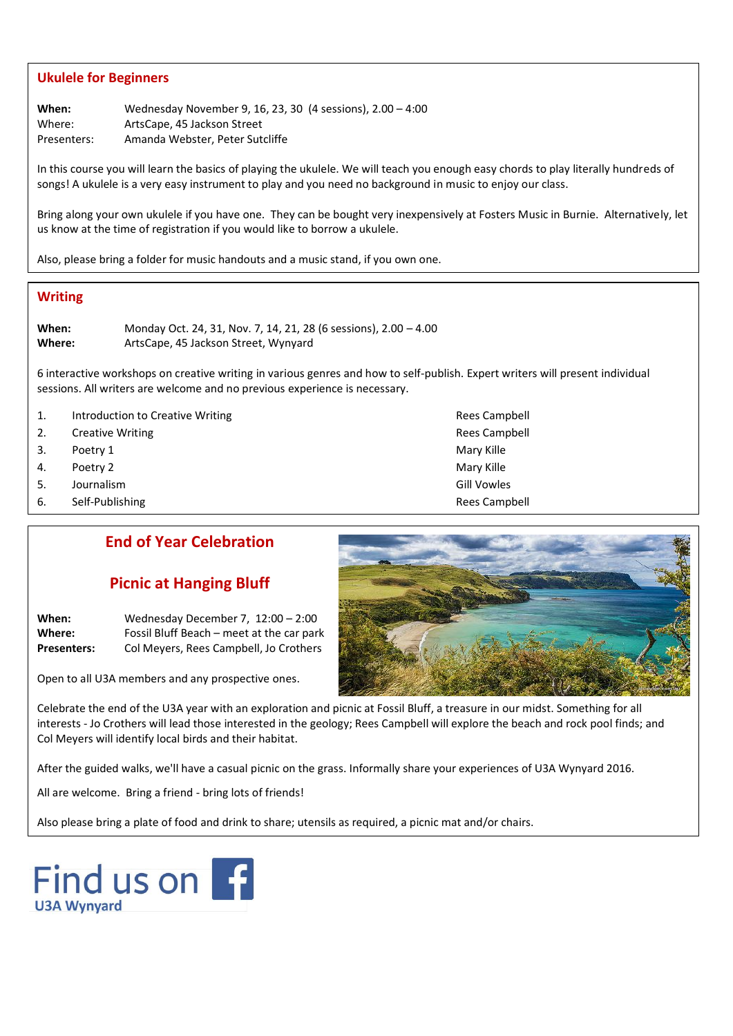## Ukulele for Beginners

**When:** Wednesday November 9, 16, 23, 30 (4 sessions), 2.00 – 4:00
Where: ArtsCape, 45 Jackson Street
Presenters: Amanda Webster, Peter Sutcliffe

In this course you will learn the basics of playing the ukulele. We will teach you enough easy chords to play literally hundreds of songs! A ukulele is a very easy instrument to play and you need no background in music to enjoy our class.

Bring along your own ukulele if you have one. They can be bought very inexpensively at Fosters Music in Burnie. Alternatively, let us know at the time of registration if you would like to borrow a ukulele.

Also, please bring a folder for music handouts and a music stand, if you own one.

## Writing

**When:** Monday Oct. 24, 31, Nov. 7, 14, 21, 28 (6 sessions), 2.00 – 4.00
**Where:** ArtsCape, 45 Jackson Street, Wynyard

6 interactive workshops on creative writing in various genres and how to self-publish. Expert writers will present individual sessions. All writers are welcome and no previous experience is necessary.

| | | |
|---|---|---|
| 1. | Introduction to Creative Writing | Rees Campbell |
| 2. | Creative Writing | Rees Campbell |
| 3. | Poetry 1 | Mary Kille |
| 4. | Poetry 2 | Mary Kille |
| 5. | Journalism | Gill Vowles |
| 6. | Self-Publishing | Rees Campbell |

## End of Year Celebration

## Picnic at Hanging Bluff

**When:** Wednesday December 7, 12:00 – 2:00
**Where:** Fossil Bluff Beach – meet at the car park
**Presenters:** Col Meyers, Rees Campbell, Jo Crothers

Open to all U3A members and any prospective ones.

Celebrate the end of the U3A year with an exploration and picnic at Fossil Bluff, a treasure in our midst. Something for all interests - Jo Crothers will lead those interested in the geology; Rees Campbell will explore the beach and rock pool finds; and Col Meyers will identify local birds and their habitat.

After the guided walks, we'll have a casual picnic on the grass. Informally share your experiences of U3A Wynyard 2016.

All are welcome. Bring a friend - bring lots of friends!

Also please bring a plate of food and drink to share; utensils as required, a picnic mat and/or chairs.

Find us on f
U3A Wynyard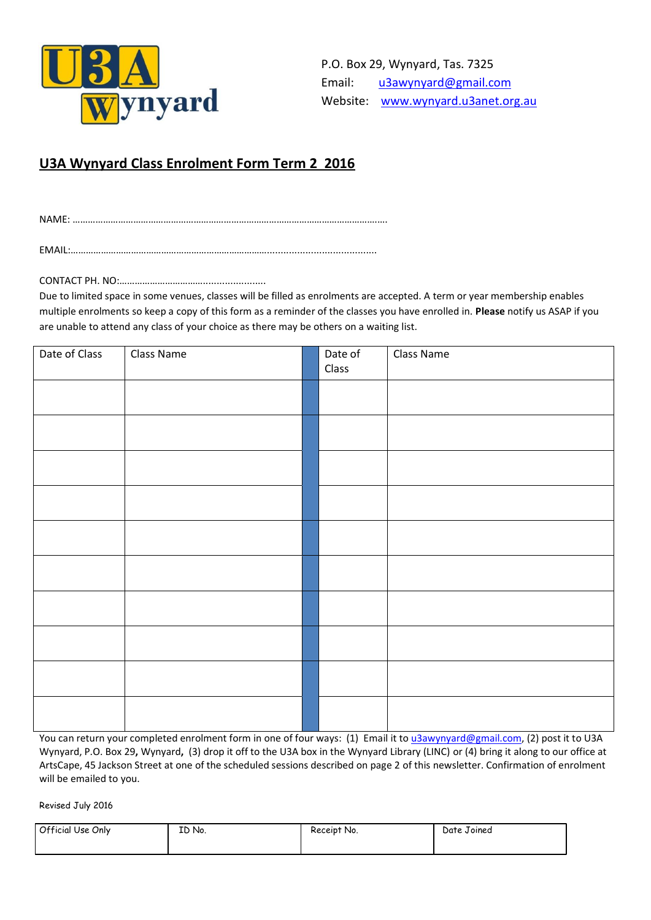U3A Wynyard

P.O. Box 29, Wynyard, Tas. 7325
Email: u3awynyard@gmail.com
Website: www.wynyard.u3anet.org.au

## U3A Wynyard Class Enrolment Form Term 2 2016

NAME: ……………………………………………………………………………………………………………

EMAIL:……………………………………………………………………………………………………………

CONTACT PH. NO:………………………………………………….

Due to limited space in some venues, classes will be filled as enrolments are accepted. A term or year membership enables multiple enrolments so keep a copy of this form as a reminder of the classes you have enrolled in. **Please** notify us ASAP if you are unable to attend any class of your choice as there may be others on a waiting list.

| Date of Class | Class Name | | Date of Class | Class Name |
|---|---|---|---|---|
| | | | | |
| | | | | |
| | | | | |
| | | | | |
| | | | | |
| | | | | |
| | | | | |
| | | | | |
| | | | | |
| | | | | |

You can return your completed enrolment form in one of four ways: (1) Email it to u3awynyard@gmail.com, (2) post it to U3A Wynyard, P.O. Box 29, Wynyard, (3) drop it off to the U3A box in the Wynyard Library (LINC) or (4) bring it along to our office at ArtsCape, 45 Jackson Street at one of the scheduled sessions described on page 2 of this newsletter. Confirmation of enrolment will be emailed to you.

Revised July 2016

| Official Use Only | ID No. | Receipt No. | Date Joined |
|---|---|---|---|
| | | | |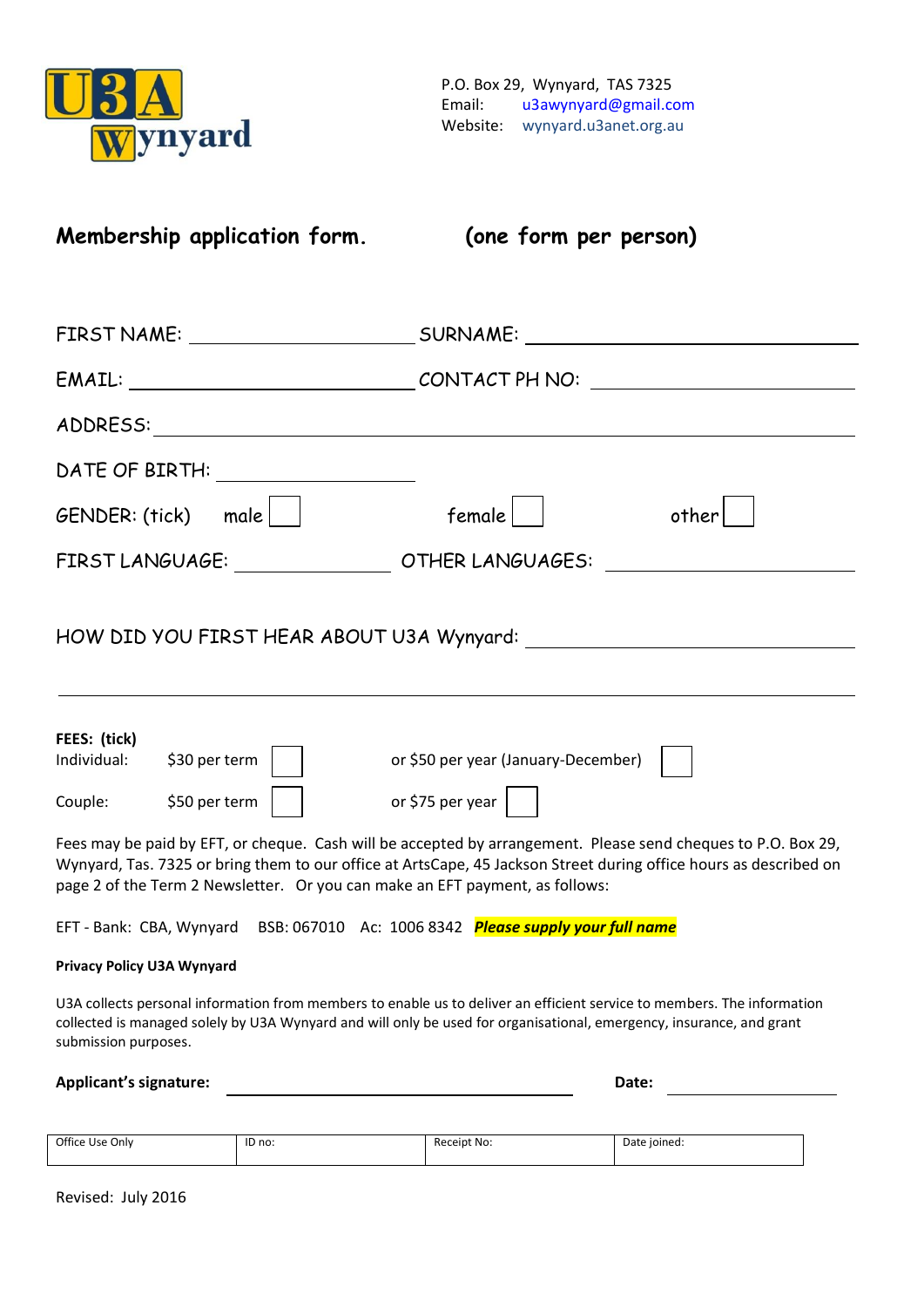U3A Wynyard

P.O. Box 29, Wynyard, TAS 7325
Email: u3awynyard@gmail.com
Website: wynyard.u3anet.org.au

## Membership application form. (one form per person)

FIRST NAME: ______________________ SURNAME: ______________________

EMAIL: ______________________ CONTACT PH NO: ______________________

ADDRESS: ____________________________________________

DATE OF BIRTH: ______________________

GENDER: (tick) male ☐ female ☐ other ☐

FIRST LANGUAGE: ______________ OTHER LANGUAGES: ______________

HOW DID YOU FIRST HEAR ABOUT U3A Wynyard: ______________________

____________________________________________

**FEES: (tick)**

Individual: $30 per term ☐ or $50 per year (January-December) ☐

Couple: $50 per term ☐ or $75 per year ☐

Fees may be paid by EFT, or cheque. Cash will be accepted by arrangement. Please send cheques to P.O. Box 29, Wynyard, Tas. 7325 or bring them to our office at ArtsCape, 45 Jackson Street during office hours as described on page 2 of the Term 2 Newsletter. Or you can make an EFT payment, as follows:

EFT - Bank: CBA, Wynyard BSB: 067010 Ac: 1006 8342 ***Please supply your full name***

**Privacy Policy U3A Wynyard**

U3A collects personal information from members to enable us to deliver an efficient service to members. The information collected is managed solely by U3A Wynyard and will only be used for organisational, emergency, insurance, and grant submission purposes.

**Applicant's signature:** ______________________ **Date:** ______________

| Office Use Only | ID no: | Receipt No: | Date joined: |
|---|---|---|---|

Revised: July 2016